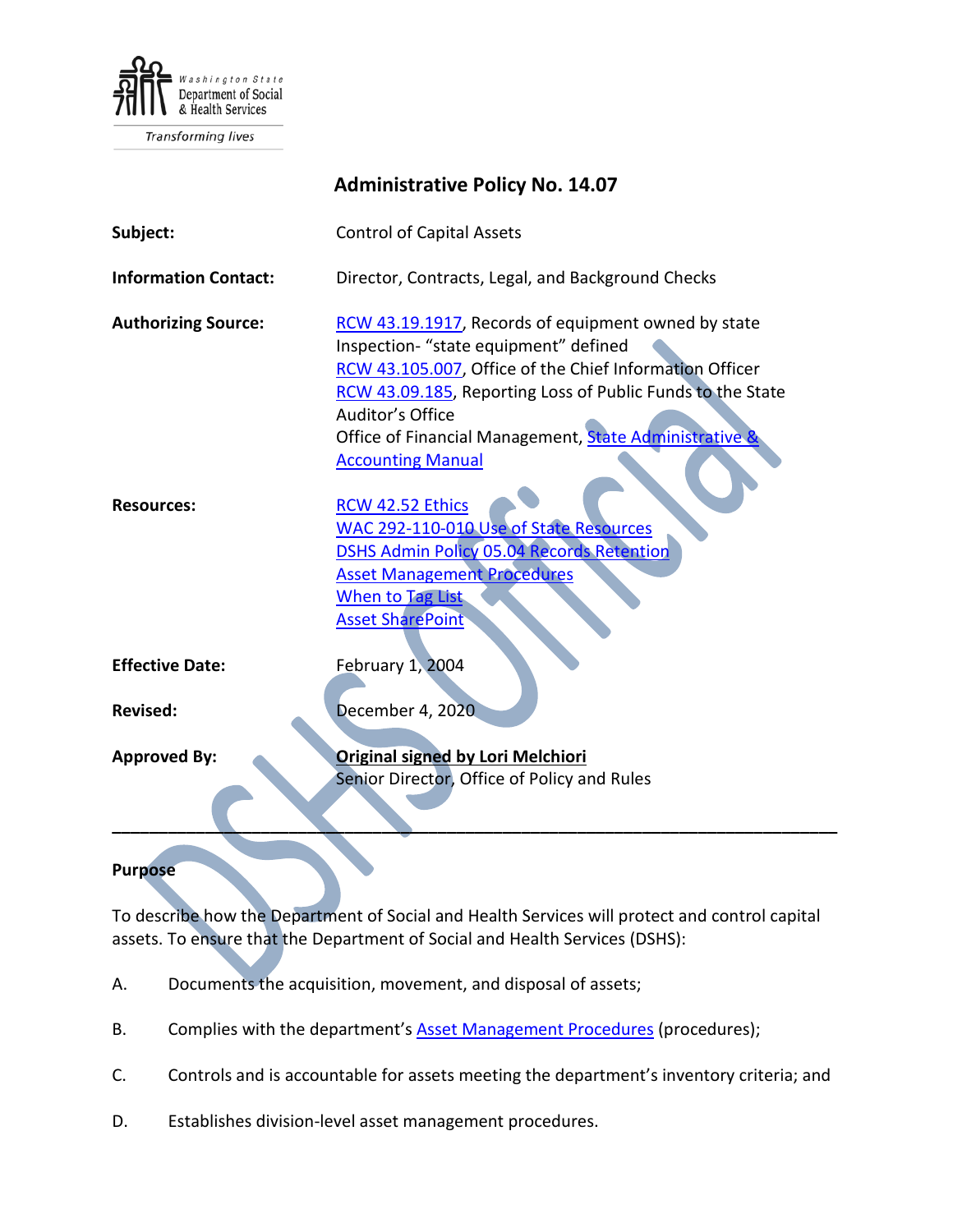Washington State Department of Social & Health Services

Transforming lives

# Administrative Policy No. 14.07

**Subject:** Control of Capital Assets

**Information Contact:** Director, Contracts, Legal, and Background Checks

**Authorizing Source:** RCW 43.19.1917, Records of equipment owned by state Inspection- "state equipment" defined
RCW 43.105.007, Office of the Chief Information Officer
RCW 43.09.185, Reporting Loss of Public Funds to the State Auditor's Office
Office of Financial Management, State Administrative & Accounting Manual

**Resources:** RCW 42.52 Ethics
WAC 292-110-010 Use of State Resources
DSHS Admin Policy 05.04 Records Retention
Asset Management Procedures
When to Tag List
Asset SharePoint

**Effective Date:** February 1, 2004

**Revised:** December 4, 2020

**Approved By:** **Original signed by Lori Melchiori**
Senior Director, Office of Policy and Rules

---

## Purpose

To describe how the Department of Social and Health Services will protect and control capital assets. To ensure that the Department of Social and Health Services (DSHS):

A. Documents the acquisition, movement, and disposal of assets;

B. Complies with the department's Asset Management Procedures (procedures);

C. Controls and is accountable for assets meeting the department's inventory criteria; and

D. Establishes division-level asset management procedures.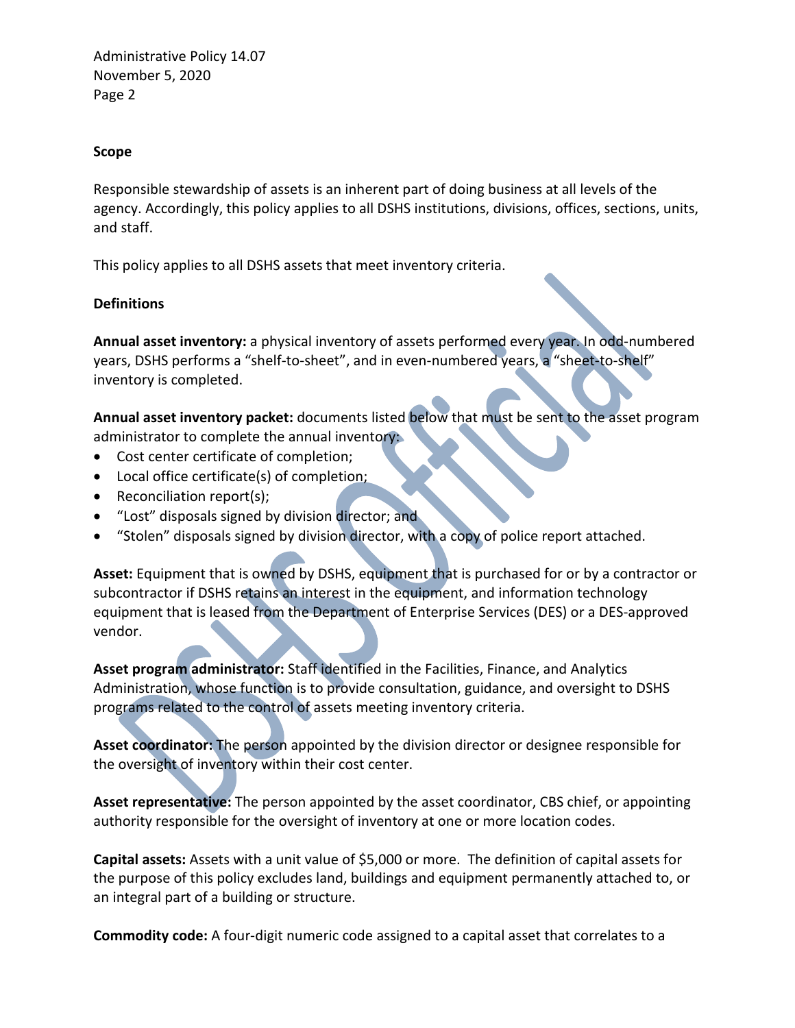**Scope**

Responsible stewardship of assets is an inherent part of doing business at all levels of the agency. Accordingly, this policy applies to all DSHS institutions, divisions, offices, sections, units, and staff.

This policy applies to all DSHS assets that meet inventory criteria.

**Definitions**

**Annual asset inventory:** a physical inventory of assets performed every year. In odd-numbered years, DSHS performs a "shelf-to-sheet", and in even-numbered years, a "sheet-to-shelf" inventory is completed.

**Annual asset inventory packet:** documents listed below that must be sent to the asset program administrator to complete the annual inventory:

- Cost center certificate of completion;
- Local office certificate(s) of completion;
- Reconciliation report(s);
- "Lost" disposals signed by division director; and
- "Stolen" disposals signed by division director, with a copy of police report attached.

**Asset:** Equipment that is owned by DSHS, equipment that is purchased for or by a contractor or subcontractor if DSHS retains an interest in the equipment, and information technology equipment that is leased from the Department of Enterprise Services (DES) or a DES-approved vendor.

**Asset program administrator:** Staff identified in the Facilities, Finance, and Analytics Administration, whose function is to provide consultation, guidance, and oversight to DSHS programs related to the control of assets meeting inventory criteria.

**Asset coordinator:** The person appointed by the division director or designee responsible for the oversight of inventory within their cost center.

**Asset representative:** The person appointed by the asset coordinator, CBS chief, or appointing authority responsible for the oversight of inventory at one or more location codes.

**Capital assets:** Assets with a unit value of $5,000 or more. The definition of capital assets for the purpose of this policy excludes land, buildings and equipment permanently attached to, or an integral part of a building or structure.

**Commodity code:** A four-digit numeric code assigned to a capital asset that correlates to a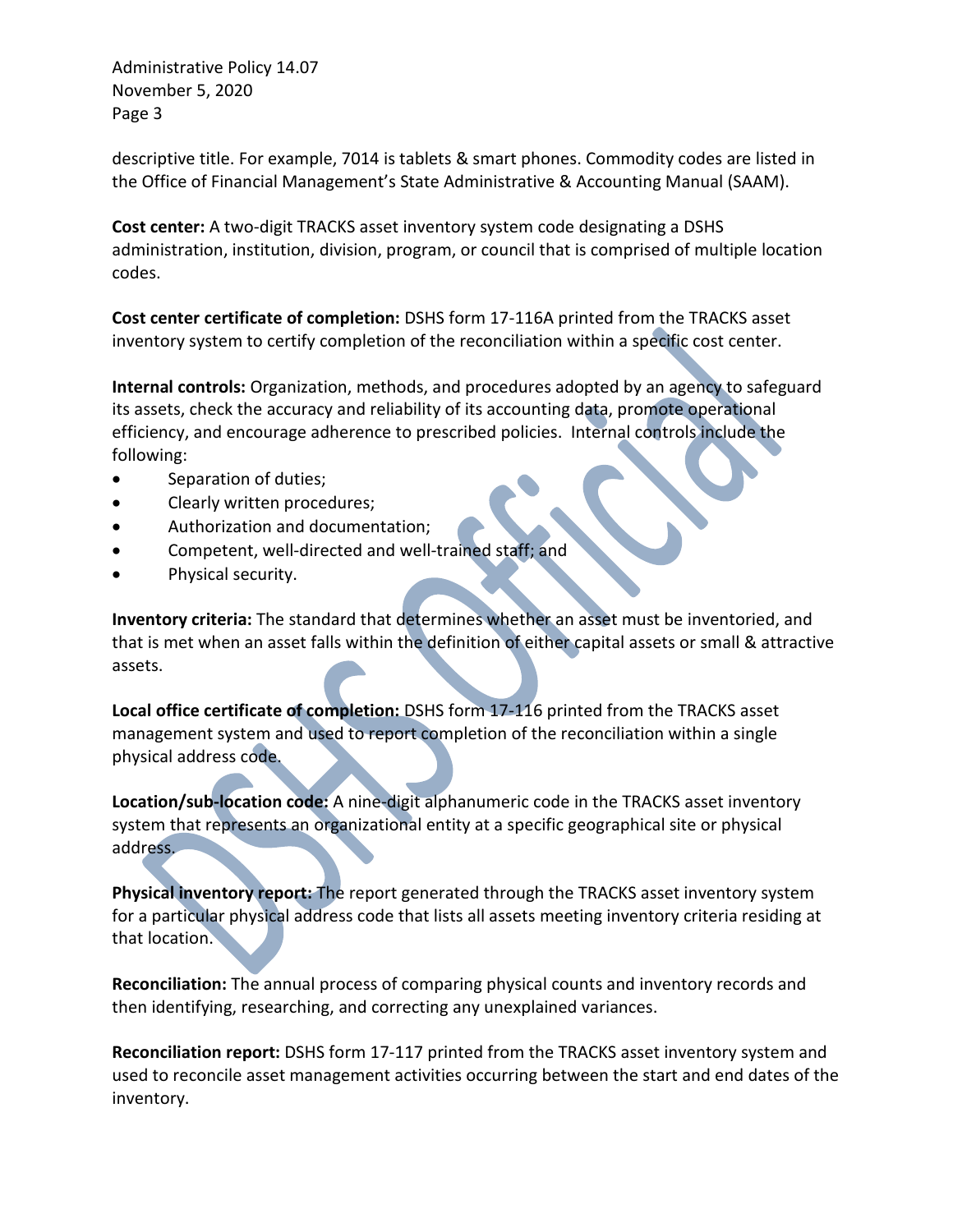descriptive title. For example, 7014 is tablets & smart phones. Commodity codes are listed in the Office of Financial Management's State Administrative & Accounting Manual (SAAM).

**Cost center:** A two-digit TRACKS asset inventory system code designating a DSHS administration, institution, division, program, or council that is comprised of multiple location codes.

**Cost center certificate of completion:** DSHS form 17-116A printed from the TRACKS asset inventory system to certify completion of the reconciliation within a specific cost center.

**Internal controls:** Organization, methods, and procedures adopted by an agency to safeguard its assets, check the accuracy and reliability of its accounting data, promote operational efficiency, and encourage adherence to prescribed policies. Internal controls include the following:

- Separation of duties;
- Clearly written procedures;
- Authorization and documentation;
- Competent, well-directed and well-trained staff; and
- Physical security.

**Inventory criteria:** The standard that determines whether an asset must be inventoried, and that is met when an asset falls within the definition of either capital assets or small & attractive assets.

**Local office certificate of completion:** DSHS form 17-116 printed from the TRACKS asset management system and used to report completion of the reconciliation within a single physical address code.

**Location/sub-location code:** A nine-digit alphanumeric code in the TRACKS asset inventory system that represents an organizational entity at a specific geographical site or physical address.

**Physical inventory report:** The report generated through the TRACKS asset inventory system for a particular physical address code that lists all assets meeting inventory criteria residing at that location.

**Reconciliation:** The annual process of comparing physical counts and inventory records and then identifying, researching, and correcting any unexplained variances.

**Reconciliation report:** DSHS form 17-117 printed from the TRACKS asset inventory system and used to reconcile asset management activities occurring between the start and end dates of the inventory.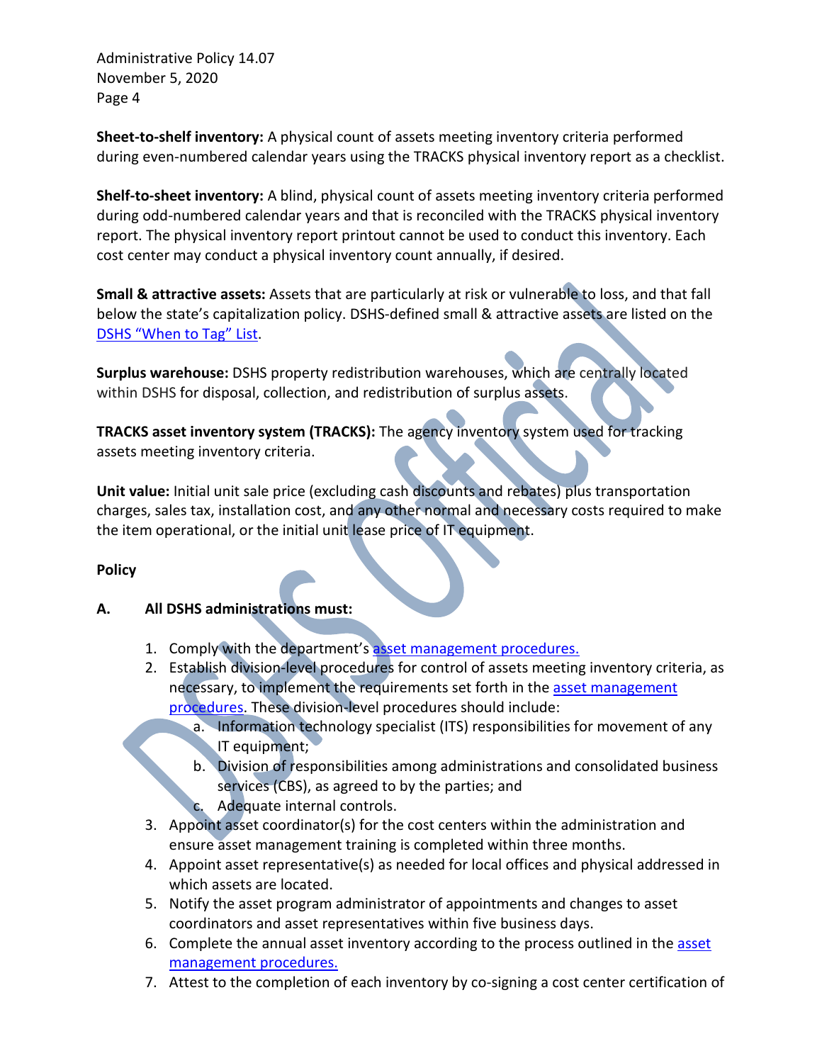**Sheet-to-shelf inventory:** A physical count of assets meeting inventory criteria performed during even-numbered calendar years using the TRACKS physical inventory report as a checklist.

**Shelf-to-sheet inventory:** A blind, physical count of assets meeting inventory criteria performed during odd-numbered calendar years and that is reconciled with the TRACKS physical inventory report. The physical inventory report printout cannot be used to conduct this inventory. Each cost center may conduct a physical inventory count annually, if desired.

**Small & attractive assets:** Assets that are particularly at risk or vulnerable to loss, and that fall below the state's capitalization policy. DSHS-defined small & attractive assets are listed on the DSHS "When to Tag" List.

**Surplus warehouse:** DSHS property redistribution warehouses, which are centrally located within DSHS for disposal, collection, and redistribution of surplus assets.

**TRACKS asset inventory system (TRACKS):** The agency inventory system used for tracking assets meeting inventory criteria.

**Unit value:** Initial unit sale price (excluding cash discounts and rebates) plus transportation charges, sales tax, installation cost, and any other normal and necessary costs required to make the item operational, or the initial unit lease price of IT equipment.

**Policy**

**A. All DSHS administrations must:**

1. Comply with the department's asset management procedures.
2. Establish division-level procedures for control of assets meeting inventory criteria, as necessary, to implement the requirements set forth in the asset management procedures. These division-level procedures should include:
   a. Information technology specialist (ITS) responsibilities for movement of any IT equipment;
   b. Division of responsibilities among administrations and consolidated business services (CBS), as agreed to by the parties; and
   c. Adequate internal controls.
3. Appoint asset coordinator(s) for the cost centers within the administration and ensure asset management training is completed within three months.
4. Appoint asset representative(s) as needed for local offices and physical addressed in which assets are located.
5. Notify the asset program administrator of appointments and changes to asset coordinators and asset representatives within five business days.
6. Complete the annual asset inventory according to the process outlined in the asset management procedures.
7. Attest to the completion of each inventory by co-signing a cost center certification of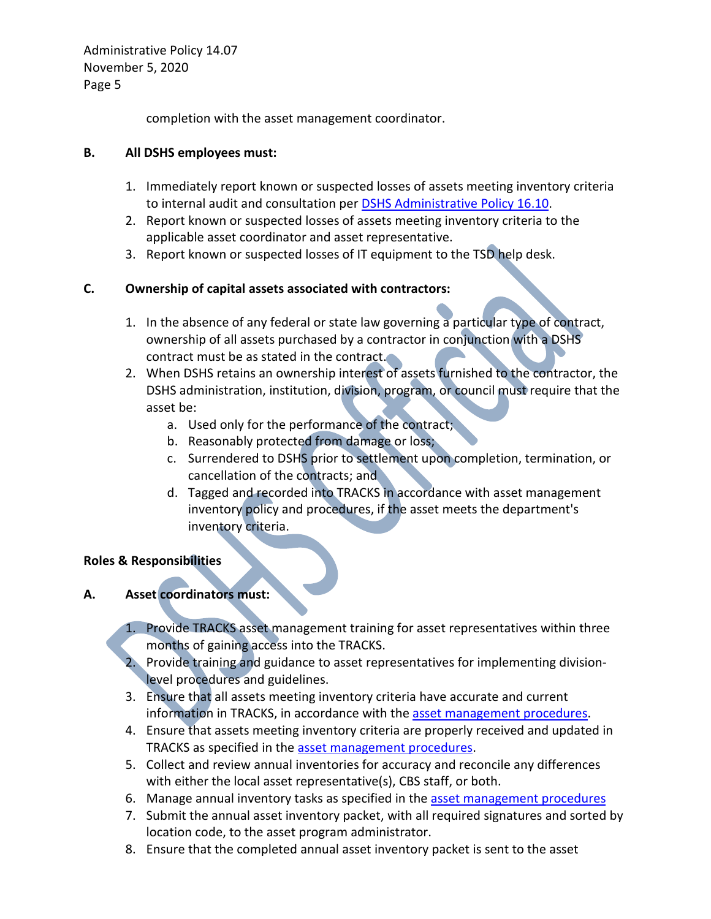completion with the asset management coordinator.

**B. All DSHS employees must:**

1. Immediately report known or suspected losses of assets meeting inventory criteria to internal audit and consultation per [DSHS Administrative Policy 16.10](#).
2. Report known or suspected losses of assets meeting inventory criteria to the applicable asset coordinator and asset representative.
3. Report known or suspected losses of IT equipment to the TSD help desk.

**C. Ownership of capital assets associated with contractors:**

1. In the absence of any federal or state law governing a particular type of contract, ownership of all assets purchased by a contractor in conjunction with a DSHS contract must be as stated in the contract.
2. When DSHS retains an ownership interest of assets furnished to the contractor, the DSHS administration, institution, division, program, or council must require that the asset be:
   a. Used only for the performance of the contract;
   b. Reasonably protected from damage or loss;
   c. Surrendered to DSHS prior to settlement upon completion, termination, or cancellation of the contracts; and
   d. Tagged and recorded into TRACKS in accordance with asset management inventory policy and procedures, if the asset meets the department's inventory criteria.

**Roles & Responsibilities**

**A. Asset coordinators must:**

1. Provide TRACKS asset management training for asset representatives within three months of gaining access into the TRACKS.
2. Provide training and guidance to asset representatives for implementing division-level procedures and guidelines.
3. Ensure that all assets meeting inventory criteria have accurate and current information in TRACKS, in accordance with the [asset management procedures](#).
4. Ensure that assets meeting inventory criteria are properly received and updated in TRACKS as specified in the [asset management procedures](#).
5. Collect and review annual inventories for accuracy and reconcile any differences with either the local asset representative(s), CBS staff, or both.
6. Manage annual inventory tasks as specified in the [asset management procedures](#)
7. Submit the annual asset inventory packet, with all required signatures and sorted by location code, to the asset program administrator.
8. Ensure that the completed annual asset inventory packet is sent to the asset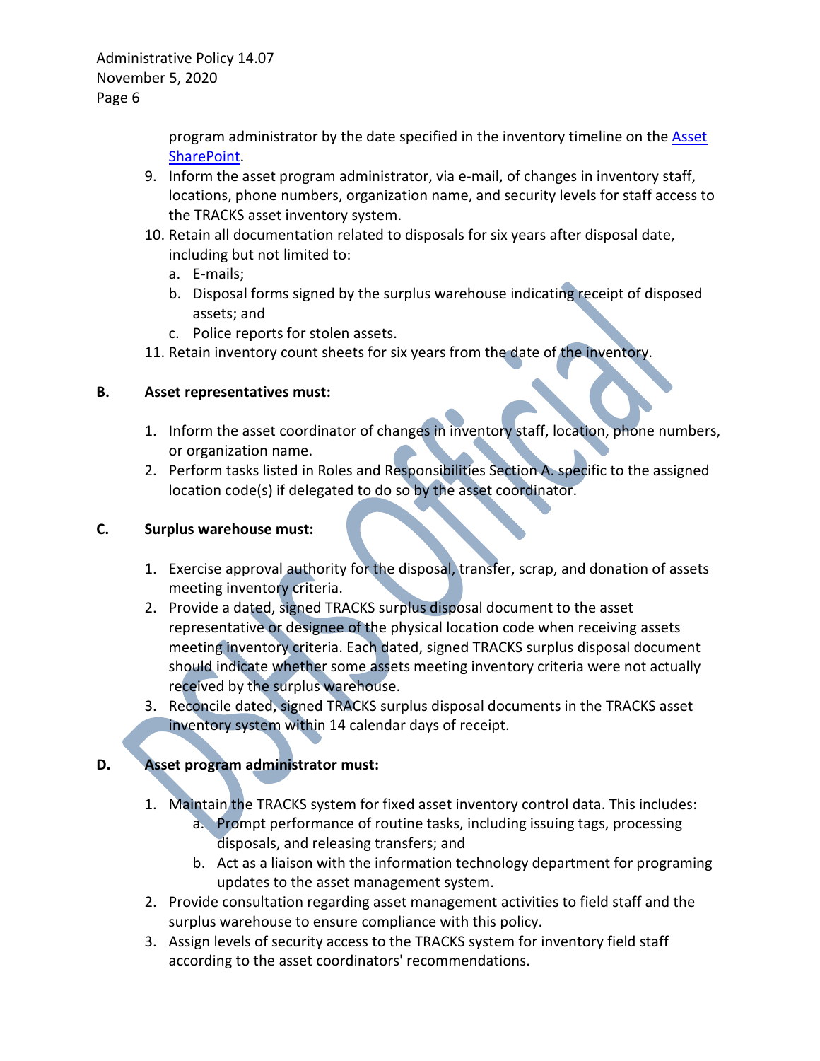program administrator by the date specified in the inventory timeline on the [Asset SharePoint](Asset SharePoint).

9. Inform the asset program administrator, via e-mail, of changes in inventory staff, locations, phone numbers, organization name, and security levels for staff access to the TRACKS asset inventory system.
10. Retain all documentation related to disposals for six years after disposal date, including but not limited to:
    a. E-mails;
    b. Disposal forms signed by the surplus warehouse indicating receipt of disposed assets; and
    c. Police reports for stolen assets.
11. Retain inventory count sheets for six years from the date of the inventory.

**B. Asset representatives must:**

1. Inform the asset coordinator of changes in inventory staff, location, phone numbers, or organization name.
2. Perform tasks listed in Roles and Responsibilities Section A. specific to the assigned location code(s) if delegated to do so by the asset coordinator.

**C. Surplus warehouse must:**

1. Exercise approval authority for the disposal, transfer, scrap, and donation of assets meeting inventory criteria.
2. Provide a dated, signed TRACKS surplus disposal document to the asset representative or designee of the physical location code when receiving assets meeting inventory criteria. Each dated, signed TRACKS surplus disposal document should indicate whether some assets meeting inventory criteria were not actually received by the surplus warehouse.
3. Reconcile dated, signed TRACKS surplus disposal documents in the TRACKS asset inventory system within 14 calendar days of receipt.

**D. Asset program administrator must:**

1. Maintain the TRACKS system for fixed asset inventory control data. This includes:
    a. Prompt performance of routine tasks, including issuing tags, processing disposals, and releasing transfers; and
    b. Act as a liaison with the information technology department for programing updates to the asset management system.
2. Provide consultation regarding asset management activities to field staff and the surplus warehouse to ensure compliance with this policy.
3. Assign levels of security access to the TRACKS system for inventory field staff according to the asset coordinators' recommendations.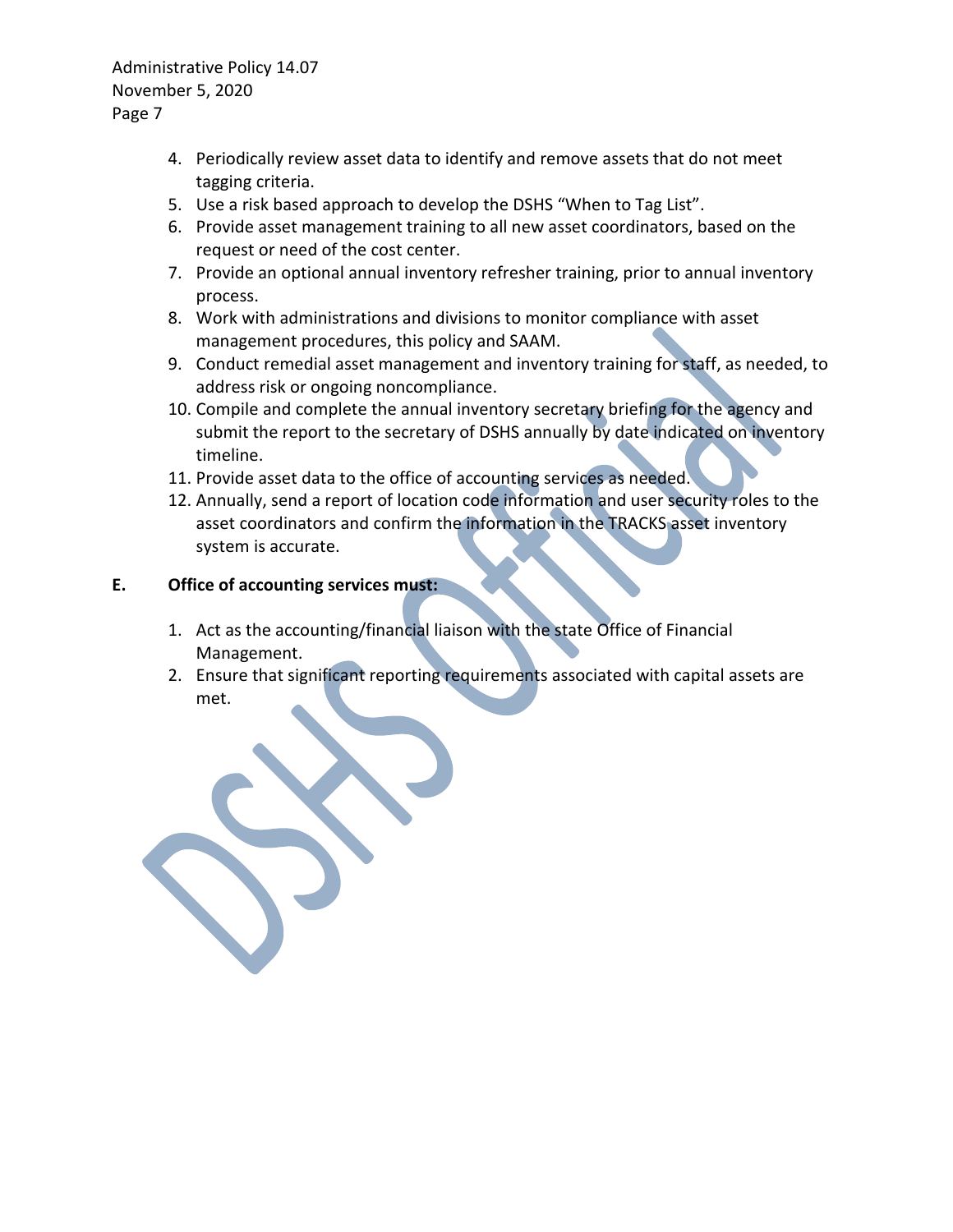4. Periodically review asset data to identify and remove assets that do not meet tagging criteria.
5. Use a risk based approach to develop the DSHS "When to Tag List".
6. Provide asset management training to all new asset coordinators, based on the request or need of the cost center.
7. Provide an optional annual inventory refresher training, prior to annual inventory process.
8. Work with administrations and divisions to monitor compliance with asset management procedures, this policy and SAAM.
9. Conduct remedial asset management and inventory training for staff, as needed, to address risk or ongoing noncompliance.
10. Compile and complete the annual inventory secretary briefing for the agency and submit the report to the secretary of DSHS annually by date indicated on inventory timeline.
11. Provide asset data to the office of accounting services as needed.
12. Annually, send a report of location code information and user security roles to the asset coordinators and confirm the information in the TRACKS asset inventory system is accurate.

**E. Office of accounting services must:**

1. Act as the accounting/financial liaison with the state Office of Financial Management.
2. Ensure that significant reporting requirements associated with capital assets are met.